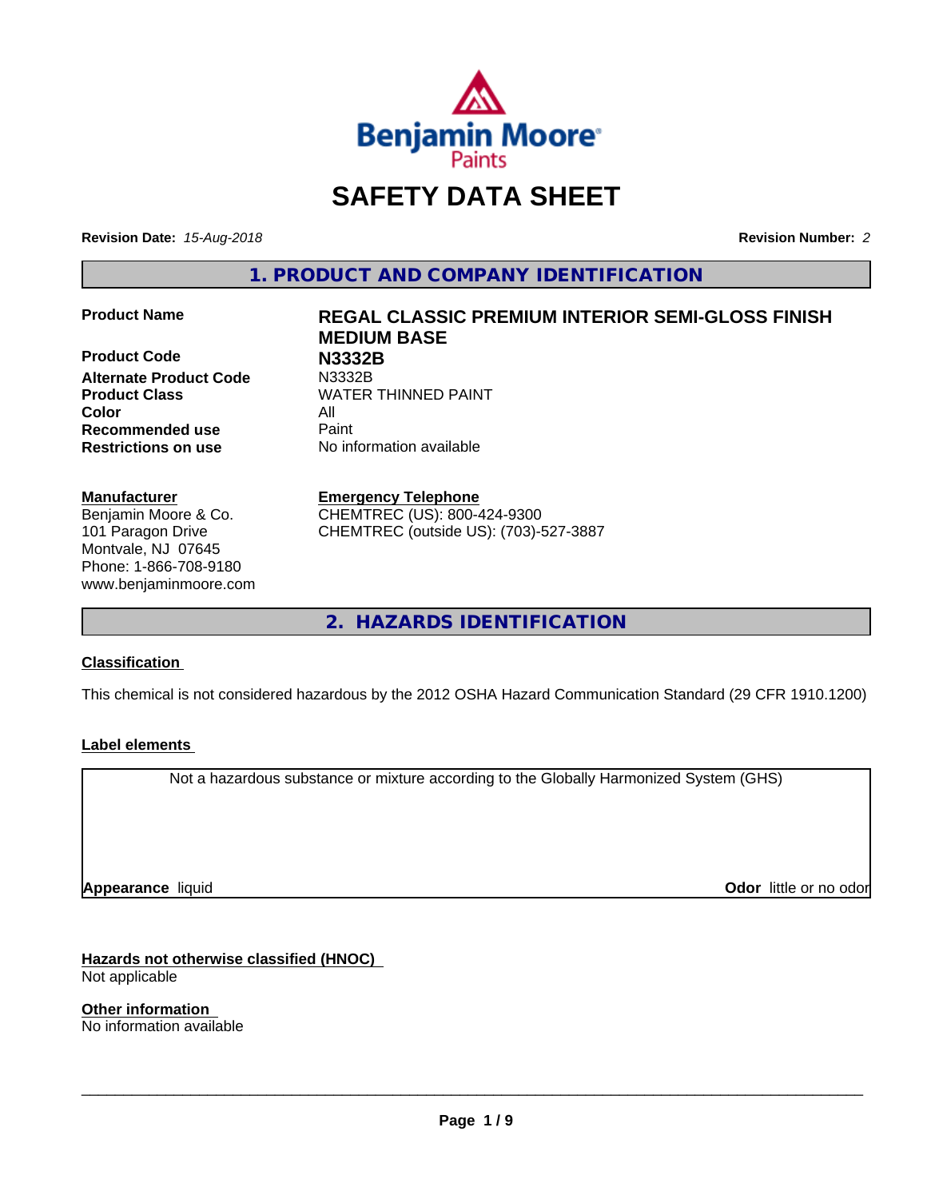# SAFETY DATA SHEET

**Revision Date:** *15-Aug-2018*

**Revision Number:** *2*

## 1. PRODUCT AND COMPANY IDENTIFICATION

| | |
|---|---|
| **Product Name** | **REGAL CLASSIC PREMIUM INTERIOR SEMI-GLOSS FINISH MEDIUM BASE** |
| **Product Code** | **N3332B** |
| **Alternate Product Code** | N3332B |
| **Product Class** | WATER THINNED PAINT |
| **Color** | All |
| **Recommended use** | Paint |
| **Restrictions on use** | No information available |

**Manufacturer**
Benjamin Moore & Co.
101 Paragon Drive
Montvale, NJ 07645
Phone: 1-866-708-9180
www.benjaminmoore.com

**Emergency Telephone**
CHEMTREC (US): 800-424-9300
CHEMTREC (outside US): (703)-527-3887

## 2. HAZARDS IDENTIFICATION

### Classification

This chemical is not considered hazardous by the 2012 OSHA Hazard Communication Standard (29 CFR 1910.1200)

### Label elements

Not a hazardous substance or mixture according to the Globally Harmonized System (GHS)

**Appearance** liquid

**Odor** little or no odor

### Hazards not otherwise classified (HNOC)

Not applicable

### Other information

No information available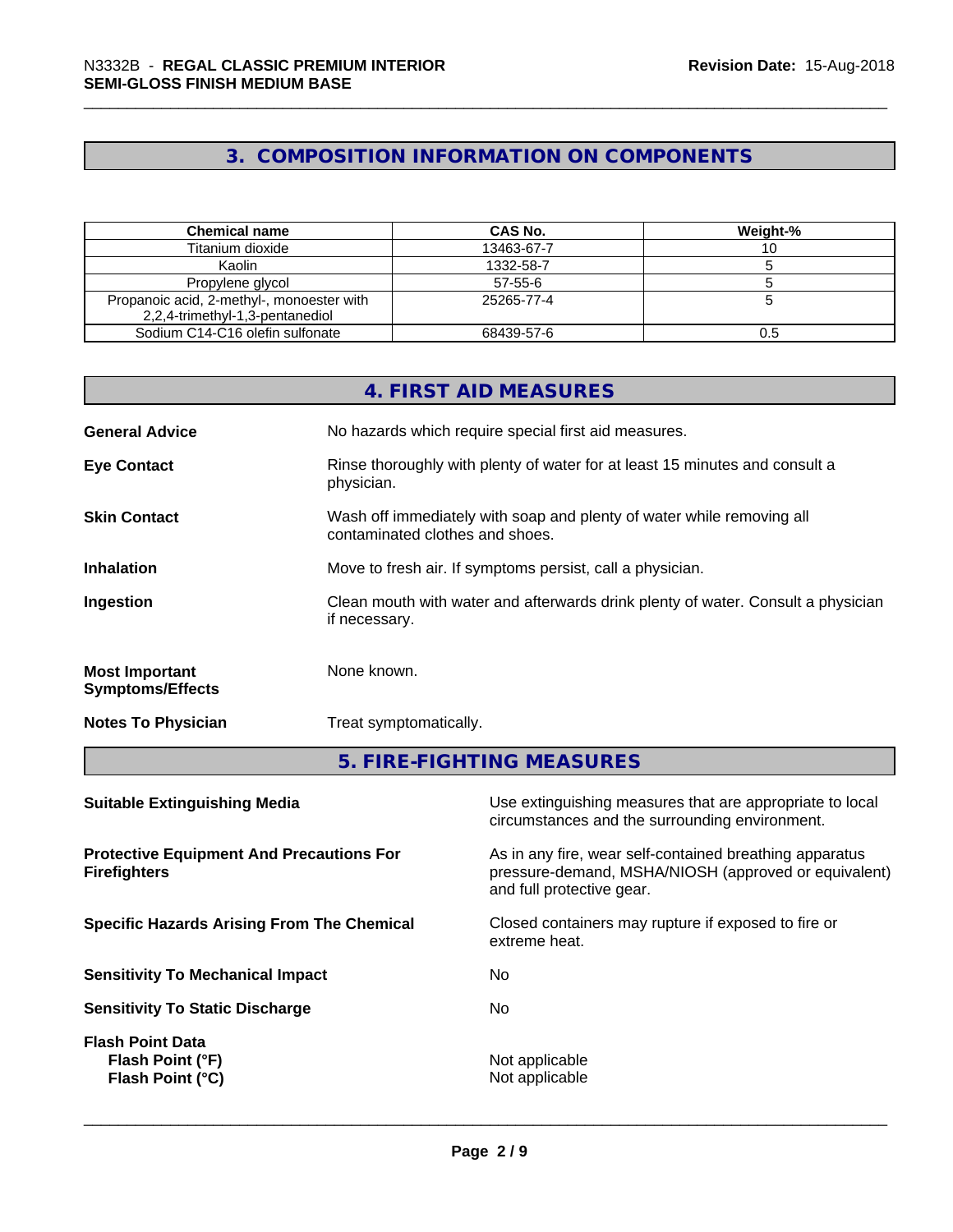## 3. COMPOSITION INFORMATION ON COMPONENTS

| Chemical name | CAS No. | Weight-% |
|---|---|---|
| Titanium dioxide | 13463-67-7 | 10 |
| Kaolin | 1332-58-7 | 5 |
| Propylene glycol | 57-55-6 | 5 |
| Propanoic acid, 2-methyl-, monoester with 2,2,4-trimethyl-1,3-pentanediol | 25265-77-4 | 5 |
| Sodium C14-C16 olefin sulfonate | 68439-57-6 | 0.5 |

## 4. FIRST AID MEASURES

**General Advice** No hazards which require special first aid measures.

**Eye Contact** Rinse thoroughly with plenty of water for at least 15 minutes and consult a physician.

**Skin Contact** Wash off immediately with soap and plenty of water while removing all contaminated clothes and shoes.

**Inhalation** Move to fresh air. If symptoms persist, call a physician.

**Ingestion** Clean mouth with water and afterwards drink plenty of water. Consult a physician if necessary.

**Most Important Symptoms/Effects** None known.

**Notes To Physician** Treat symptomatically.

## 5. FIRE-FIGHTING MEASURES

**Suitable Extinguishing Media** Use extinguishing measures that are appropriate to local circumstances and the surrounding environment.

**Protective Equipment And Precautions For Firefighters** As in any fire, wear self-contained breathing apparatus pressure-demand, MSHA/NIOSH (approved or equivalent) and full protective gear.

**Specific Hazards Arising From The Chemical** Closed containers may rupture if exposed to fire or extreme heat.

**Sensitivity To Mechanical Impact** No

**Sensitivity To Static Discharge** No

**Flash Point Data**
**Flash Point (°F)** Not applicable
**Flash Point (°C)** Not applicable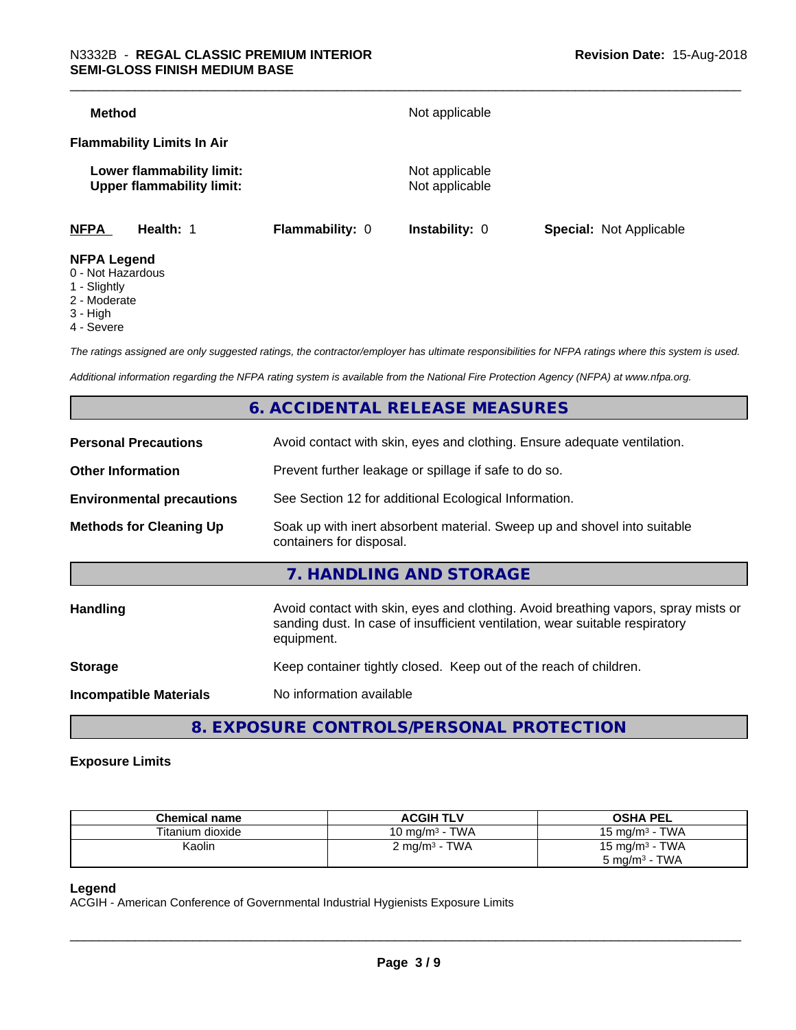**Method** Not applicable

**Flammability Limits In Air**

**Lower flammability limit:** Not applicable
**Upper flammability limit:** Not applicable

**NFPA** **Health:** 1 **Flammability:** 0 **Instability:** 0 **Special:** Not Applicable

**NFPA Legend**
0 - Not Hazardous
1 - Slightly
2 - Moderate
3 - High
4 - Severe

*The ratings assigned are only suggested ratings, the contractor/employer has ultimate responsibilities for NFPA ratings where this system is used.*

*Additional information regarding the NFPA rating system is available from the National Fire Protection Agency (NFPA) at www.nfpa.org.*

## 6. ACCIDENTAL RELEASE MEASURES

**Personal Precautions** Avoid contact with skin, eyes and clothing. Ensure adequate ventilation.

**Other Information** Prevent further leakage or spillage if safe to do so.

**Environmental precautions** See Section 12 for additional Ecological Information.

**Methods for Cleaning Up** Soak up with inert absorbent material. Sweep up and shovel into suitable containers for disposal.

## 7. HANDLING AND STORAGE

**Handling** Avoid contact with skin, eyes and clothing. Avoid breathing vapors, spray mists or sanding dust. In case of insufficient ventilation, wear suitable respiratory equipment.

**Storage** Keep container tightly closed. Keep out of the reach of children.

**Incompatible Materials** No information available

## 8. EXPOSURE CONTROLS/PERSONAL PROTECTION

**Exposure Limits**

| Chemical name | ACGIH TLV | OSHA PEL |
|---|---|---|
| Titanium dioxide | 10 mg/m³ - TWA | 15 mg/m³ - TWA |
| Kaolin | 2 mg/m³ - TWA | 15 mg/m³ - TWA<br>5 mg/m³ - TWA |

**Legend**
ACGIH - American Conference of Governmental Industrial Hygienists Exposure Limits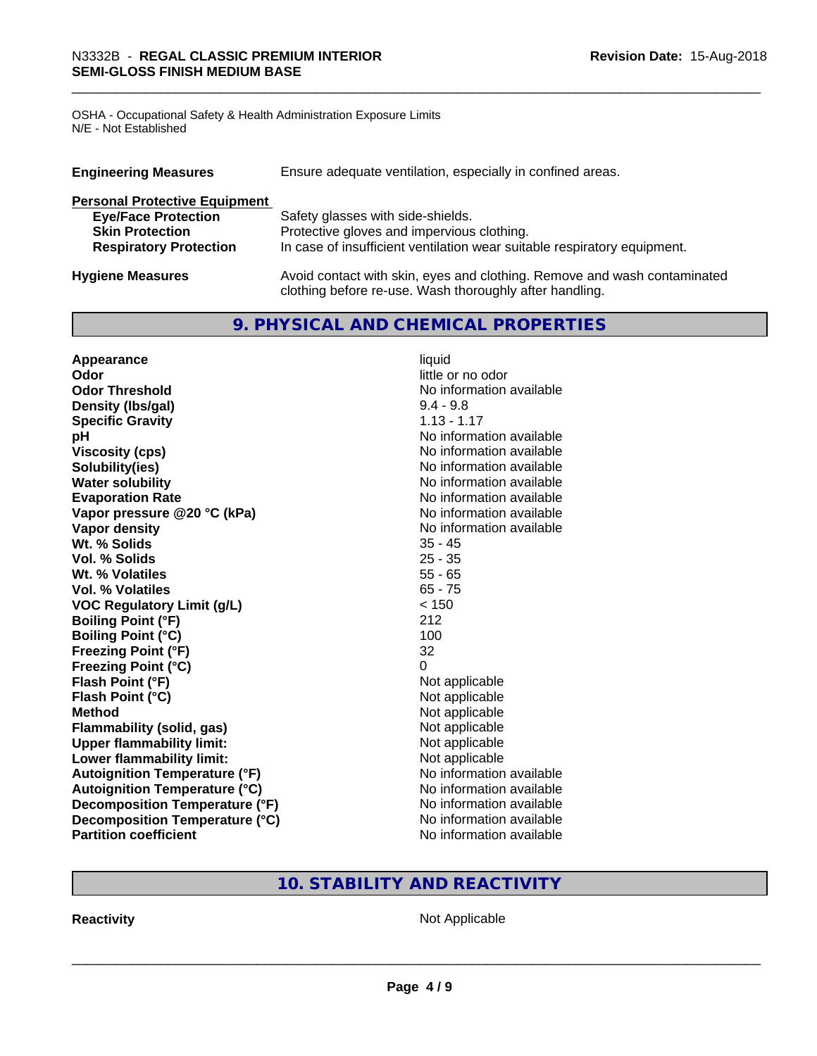OSHA - Occupational Safety & Health Administration Exposure Limits
N/E - Not Established

| | |
|---|---|
| **Engineering Measures** | Ensure adequate ventilation, especially in confined areas. |

**Personal Protective Equipment**

| | |
|---|---|
| **Eye/Face Protection** | Safety glasses with side-shields. |
| **Skin Protection** | Protective gloves and impervious clothing. |
| **Respiratory Protection** | In case of insufficient ventilation wear suitable respiratory equipment. |

| | |
|---|---|
| **Hygiene Measures** | Avoid contact with skin, eyes and clothing. Remove and wash contaminated clothing before re-use. Wash thoroughly after handling. |

## 9. PHYSICAL AND CHEMICAL PROPERTIES

| | |
|---|---|
| **Appearance** | liquid |
| **Odor** | little or no odor |
| **Odor Threshold** | No information available |
| **Density (lbs/gal)** | 9.4 - 9.8 |
| **Specific Gravity** | 1.13 - 1.17 |
| **pH** | No information available |
| **Viscosity (cps)** | No information available |
| **Solubility(ies)** | No information available |
| **Water solubility** | No information available |
| **Evaporation Rate** | No information available |
| **Vapor pressure @20 °C (kPa)** | No information available |
| **Vapor density** | No information available |
| **Wt. % Solids** | 35 - 45 |
| **Vol. % Solids** | 25 - 35 |
| **Wt. % Volatiles** | 55 - 65 |
| **Vol. % Volatiles** | 65 - 75 |
| **VOC Regulatory Limit (g/L)** | < 150 |
| **Boiling Point (°F)** | 212 |
| **Boiling Point (°C)** | 100 |
| **Freezing Point (°F)** | 32 |
| **Freezing Point (°C)** | 0 |
| **Flash Point (°F)** | Not applicable |
| **Flash Point (°C)** | Not applicable |
| **Method** | Not applicable |
| **Flammability (solid, gas)** | Not applicable |
| **Upper flammability limit:** | Not applicable |
| **Lower flammability limit:** | Not applicable |
| **Autoignition Temperature (°F)** | No information available |
| **Autoignition Temperature (°C)** | No information available |
| **Decomposition Temperature (°F)** | No information available |
| **Decomposition Temperature (°C)** | No information available |
| **Partition coefficient** | No information available |

## 10. STABILITY AND REACTIVITY

| | |
|---|---|
| **Reactivity** | Not Applicable |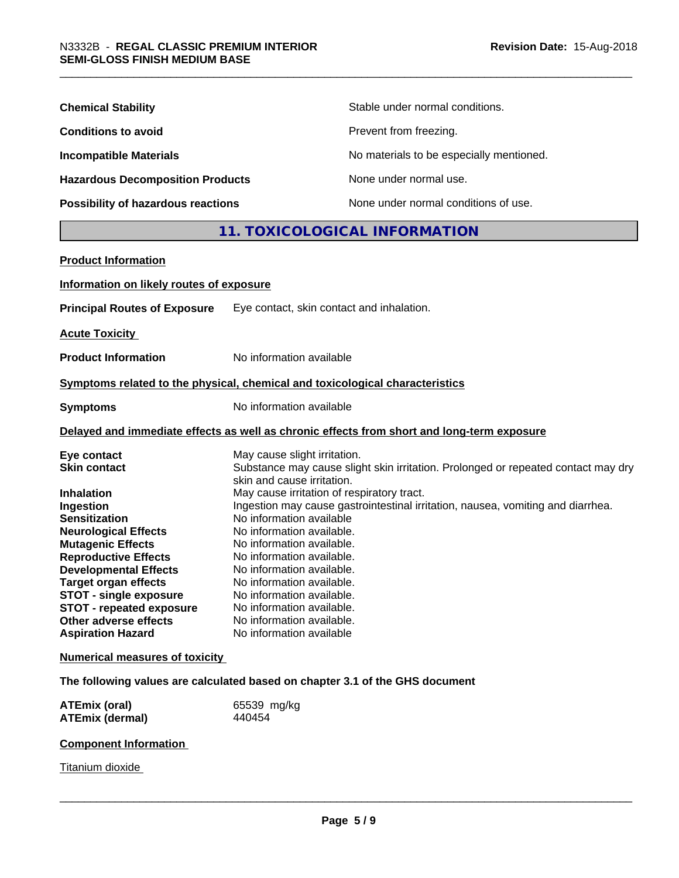| | |
|---|---|
| **Chemical Stability** | Stable under normal conditions. |
| **Conditions to avoid** | Prevent from freezing. |
| **Incompatible Materials** | No materials to be especially mentioned. |
| **Hazardous Decomposition Products** | None under normal use. |
| **Possibility of hazardous reactions** | None under normal conditions of use. |

## 11. TOXICOLOGICAL INFORMATION

**Product Information**

**Information on likely routes of exposure**

**Principal Routes of Exposure** Eye contact, skin contact and inhalation.

**Acute Toxicity**

**Product Information** No information available

**Symptoms related to the physical, chemical and toxicological characteristics**

**Symptoms** No information available

**Delayed and immediate effects as well as chronic effects from short and long-term exposure**

| | |
|---|---|
| **Eye contact** | May cause slight irritation. |
| **Skin contact** | Substance may cause slight skin irritation. Prolonged or repeated contact may dry skin and cause irritation. |
| **Inhalation** | May cause irritation of respiratory tract. |
| **Ingestion** | Ingestion may cause gastrointestinal irritation, nausea, vomiting and diarrhea. |
| **Sensitization** | No information available |
| **Neurological Effects** | No information available. |
| **Mutagenic Effects** | No information available. |
| **Reproductive Effects** | No information available. |
| **Developmental Effects** | No information available. |
| **Target organ effects** | No information available. |
| **STOT - single exposure** | No information available. |
| **STOT - repeated exposure** | No information available. |
| **Other adverse effects** | No information available. |
| **Aspiration Hazard** | No information available |

**Numerical measures of toxicity**

**The following values are calculated based on chapter 3.1 of the GHS document**

| | |
|---|---|
| **ATEmix (oral)** | 65539 mg/kg |
| **ATEmix (dermal)** | 440454 |

**Component Information**

Titanium dioxide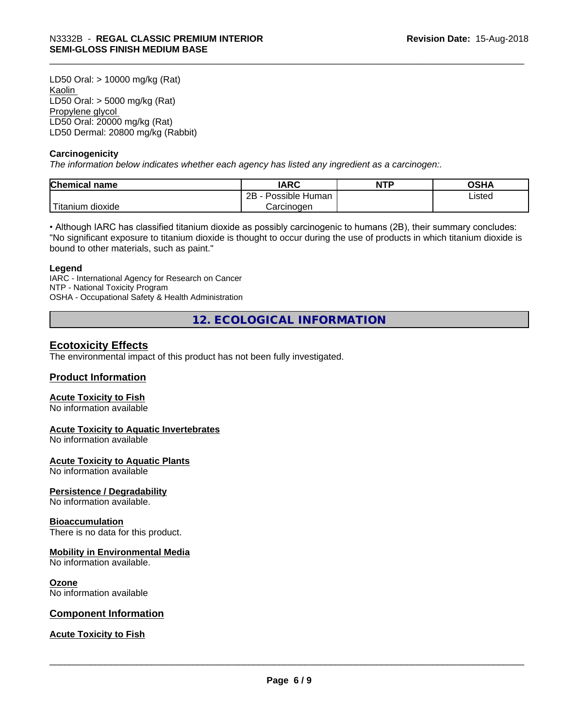LD50 Oral: > 10000 mg/kg (Rat)
Kaolin
LD50 Oral: > 5000 mg/kg (Rat)
Propylene glycol
LD50 Oral: 20000 mg/kg (Rat)
LD50 Dermal: 20800 mg/kg (Rabbit)

**Carcinogenicity**

*The information below indicates whether each agency has listed any ingredient as a carcinogen:.*

| Chemical name | IARC | NTP | OSHA |
|---|---|---|---|
| Titanium dioxide | 2B - Possible Human Carcinogen | | Listed |

• Although IARC has classified titanium dioxide as possibly carcinogenic to humans (2B), their summary concludes: "No significant exposure to titanium dioxide is thought to occur during the use of products in which titanium dioxide is bound to other materials, such as paint."

**Legend**

IARC - International Agency for Research on Cancer
NTP - National Toxicity Program
OSHA - Occupational Safety & Health Administration

# 12. ECOLOGICAL INFORMATION

## Ecotoxicity Effects

The environmental impact of this product has not been fully investigated.

## Product Information

### Acute Toxicity to Fish

No information available

### Acute Toxicity to Aquatic Invertebrates

No information available

### Acute Toxicity to Aquatic Plants

No information available

### Persistence / Degradability

No information available.

### Bioaccumulation

There is no data for this product.

### Mobility in Environmental Media

No information available.

### Ozone

No information available

## Component Information

### Acute Toxicity to Fish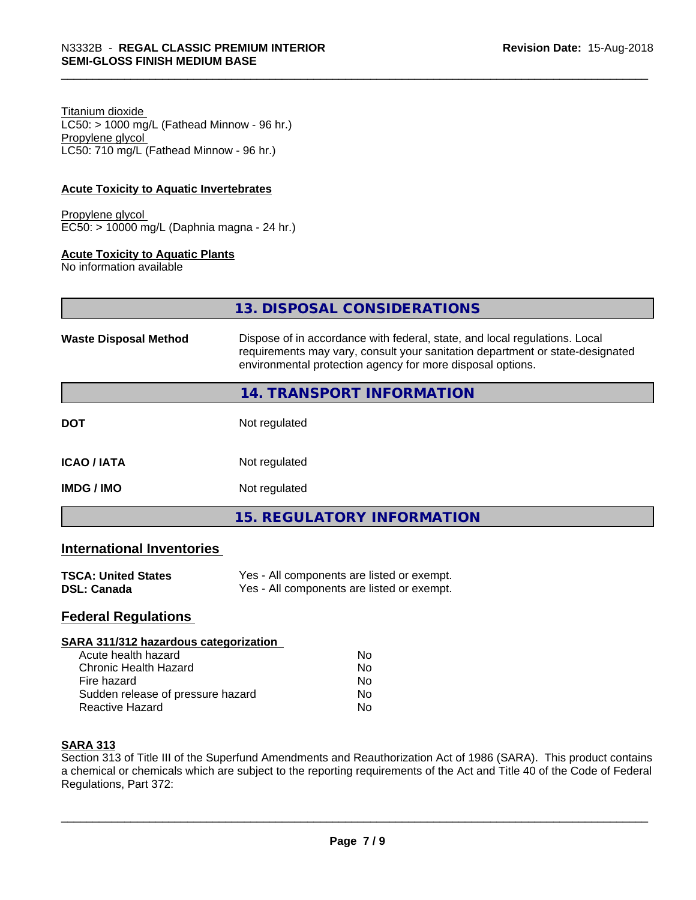Titanium dioxide
LC50: > 1000 mg/L (Fathead Minnow - 96 hr.)
Propylene glycol
LC50: 710 mg/L (Fathead Minnow - 96 hr.)

**Acute Toxicity to Aquatic Invertebrates**

Propylene glycol
EC50: > 10000 mg/L (Daphnia magna - 24 hr.)

**Acute Toxicity to Aquatic Plants**
No information available

## 13. DISPOSAL CONSIDERATIONS

**Waste Disposal Method** Dispose of in accordance with federal, state, and local regulations. Local requirements may vary, consult your sanitation department or state-designated environmental protection agency for more disposal options.

## 14. TRANSPORT INFORMATION

| | |
|---|---|
| **DOT** | Not regulated |
| **ICAO / IATA** | Not regulated |
| **IMDG / IMO** | Not regulated |

## 15. REGULATORY INFORMATION

### International Inventories

| | |
|---|---|
| **TSCA: United States** | Yes - All components are listed or exempt. |
| **DSL: Canada** | Yes - All components are listed or exempt. |

### Federal Regulations

**SARA 311/312 hazardous categorization**

| | |
|---|---|
| Acute health hazard | No |
| Chronic Health Hazard | No |
| Fire hazard | No |
| Sudden release of pressure hazard | No |
| Reactive Hazard | No |

**SARA 313**
Section 313 of Title III of the Superfund Amendments and Reauthorization Act of 1986 (SARA). This product contains a chemical or chemicals which are subject to the reporting requirements of the Act and Title 40 of the Code of Federal Regulations, Part 372: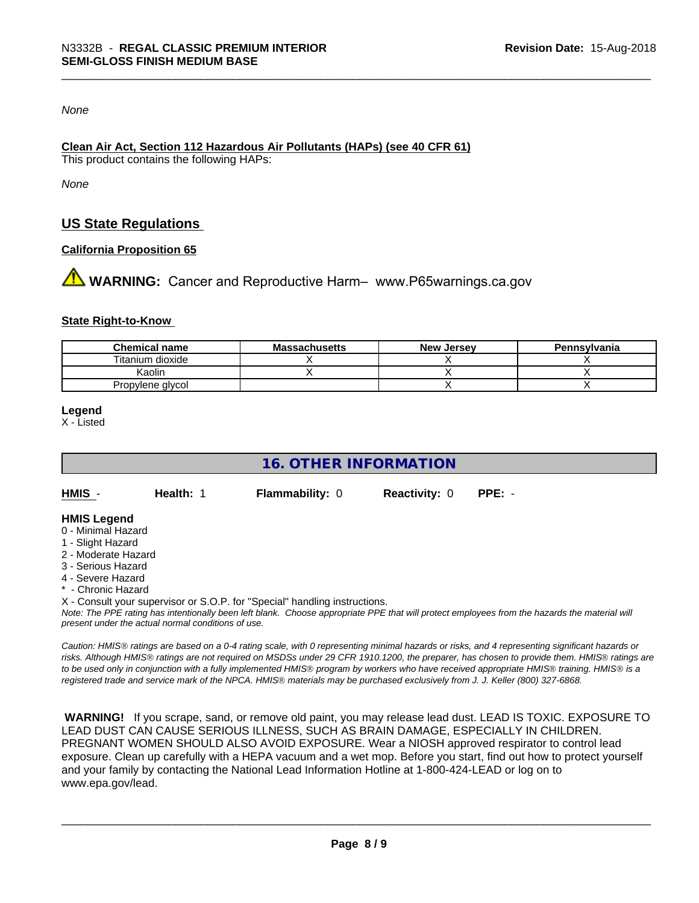*None*

**Clean Air Act, Section 112 Hazardous Air Pollutants (HAPs) (see 40 CFR 61)**

This product contains the following HAPs:

*None*

## US State Regulations

**California Proposition 65**

⚠ **WARNING:** Cancer and Reproductive Harm– www.P65warnings.ca.gov

**State Right-to-Know**

| Chemical name | Massachusetts | New Jersey | Pennsylvania |
|---|---|---|---|
| Titanium dioxide | X | X | X |
| Kaolin | X | X | X |
| Propylene glycol | | X | X |

**Legend**

X - Listed

## 16. OTHER INFORMATION

**HMIS** - **Health:** 1 **Flammability:** 0 **Reactivity:** 0 **PPE:** -

**HMIS Legend**

0 - Minimal Hazard
1 - Slight Hazard
2 - Moderate Hazard
3 - Serious Hazard
4 - Severe Hazard
* - Chronic Hazard
X - Consult your supervisor or S.O.P. for "Special" handling instructions.

*Note: The PPE rating has intentionally been left blank. Choose appropriate PPE that will protect employees from the hazards the material will present under the actual normal conditions of use.*

*Caution: HMIS® ratings are based on a 0-4 rating scale, with 0 representing minimal hazards or risks, and 4 representing significant hazards or risks. Although HMIS® ratings are not required on MSDSs under 29 CFR 1910.1200, the preparer, has chosen to provide them. HMIS® ratings are to be used only in conjunction with a fully implemented HMIS® program by workers who have received appropriate HMIS® training. HMIS® is a registered trade and service mark of the NPCA. HMIS® materials may be purchased exclusively from J. J. Keller (800) 327-6868.*

**WARNING!** If you scrape, sand, or remove old paint, you may release lead dust. LEAD IS TOXIC. EXPOSURE TO LEAD DUST CAN CAUSE SERIOUS ILLNESS, SUCH AS BRAIN DAMAGE, ESPECIALLY IN CHILDREN. PREGNANT WOMEN SHOULD ALSO AVOID EXPOSURE. Wear a NIOSH approved respirator to control lead exposure. Clean up carefully with a HEPA vacuum and a wet mop. Before you start, find out how to protect yourself and your family by contacting the National Lead Information Hotline at 1-800-424-LEAD or log on to www.epa.gov/lead.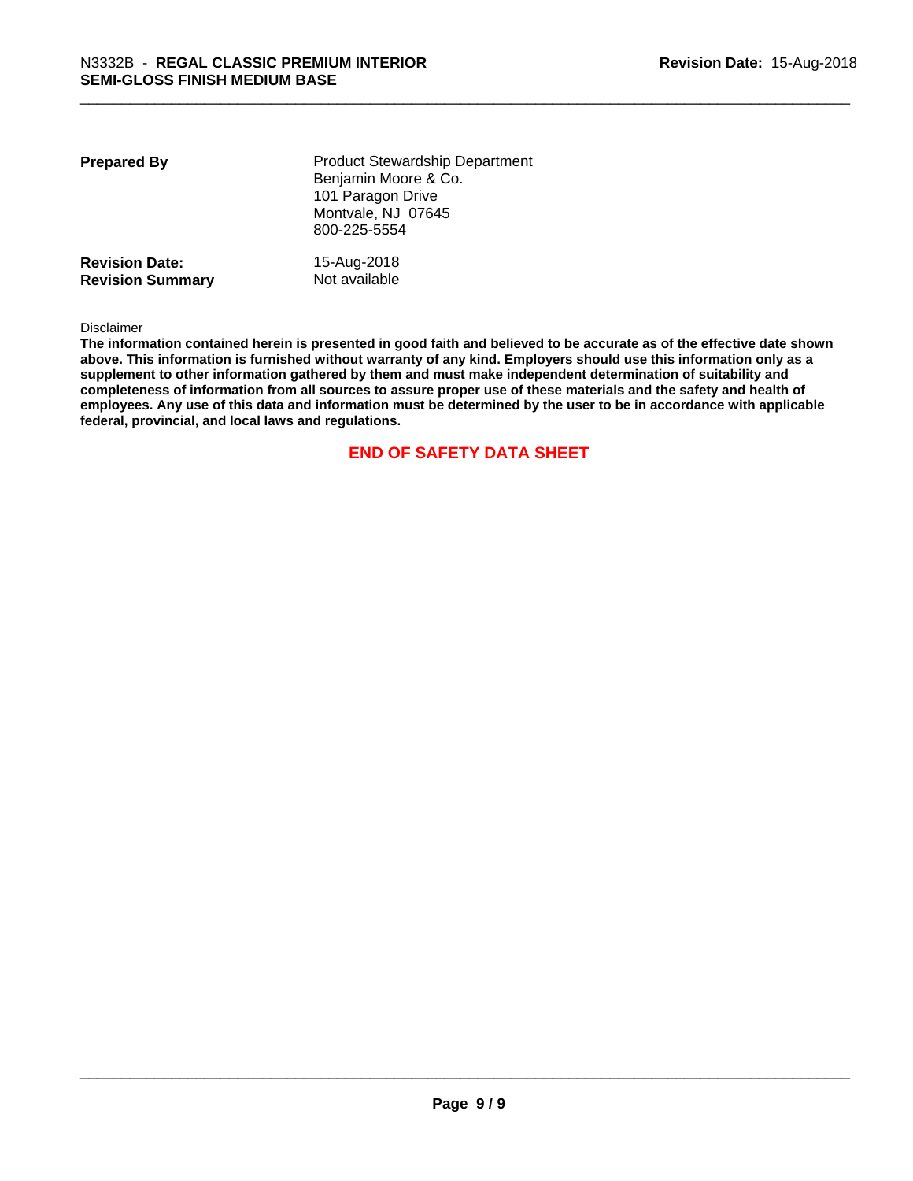| | |
|---|---|
| **Prepared By** | Product Stewardship Department<br>Benjamin Moore & Co.<br>101 Paragon Drive<br>Montvale, NJ 07645<br>800-225-5554 |
| **Revision Date:** | 15-Aug-2018 |
| **Revision Summary** | Not available |

Disclaimer

**The information contained herein is presented in good faith and believed to be accurate as of the effective date shown above. This information is furnished without warranty of any kind. Employers should use this information only as a supplement to other information gathered by them and must make independent determination of suitability and completeness of information from all sources to assure proper use of these materials and the safety and health of employees. Any use of this data and information must be determined by the user to be in accordance with applicable federal, provincial, and local laws and regulations.**

**END OF SAFETY DATA SHEET**